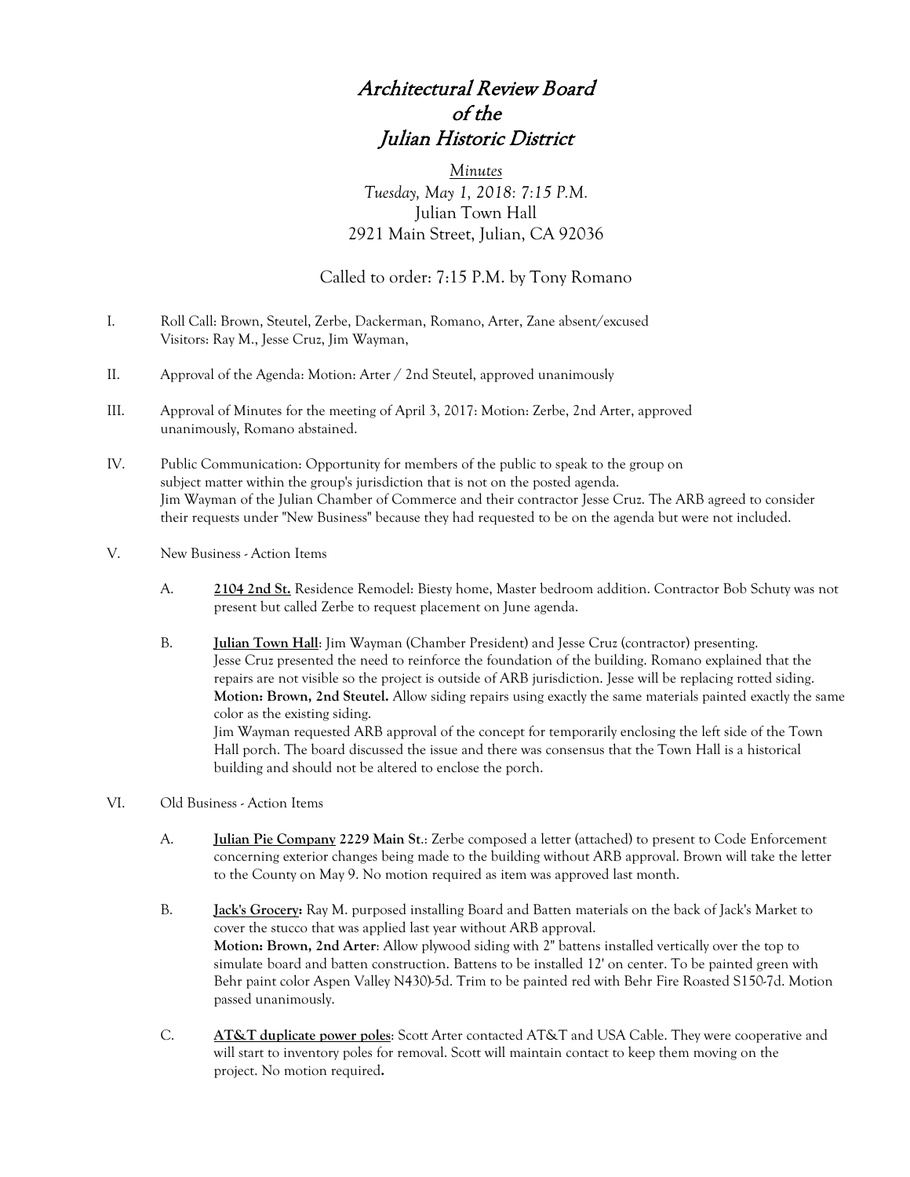# *Architectural Review Board*
# *of the*
# *Julian Historic District*

*Minutes*

*Tuesday, May 1, 2018: 7:15 P.M.*

Julian Town Hall

2921 Main Street, Julian, CA 92036

Called to order: 7:15 P.M. by Tony Romano

I. Roll Call: Brown, Steutel, Zerbe, Dackerman, Romano, Arter, Zane absent/excused
   Visitors: Ray M., Jesse Cruz, Jim Wayman,

II. Approval of the Agenda: Motion: Arter / 2nd Steutel, approved unanimously

III. Approval of Minutes for the meeting of April 3, 2017: Motion: Zerbe, 2nd Arter, approved unanimously, Romano abstained.

IV. Public Communication: Opportunity for members of the public to speak to the group on subject matter within the group's jurisdiction that is not on the posted agenda.
   Jim Wayman of the Julian Chamber of Commerce and their contractor Jesse Cruz. The ARB agreed to consider their requests under "New Business" because they had requested to be on the agenda but were not included.

V. New Business - Action Items

   A. **2104 2nd St.** Residence Remodel: Biesty home, Master bedroom addition. Contractor Bob Schuty was not present but called Zerbe to request placement on June agenda.

   B. **Julian Town Hall**: Jim Wayman (Chamber President) and Jesse Cruz (contractor) presenting.
      Jesse Cruz presented the need to reinforce the foundation of the building. Romano explained that the repairs are not visible so the project is outside of ARB jurisdiction. Jesse will be replacing rotted siding.
      **Motion: Brown, 2nd Steutel.** Allow siding repairs using exactly the same materials painted exactly the same color as the existing siding.
      Jim Wayman requested ARB approval of the concept for temporarily enclosing the left side of the Town Hall porch. The board discussed the issue and there was consensus that the Town Hall is a historical building and should not be altered to enclose the porch.

VI. Old Business - Action Items

   A. **Julian Pie Company 2229 Main St**.: Zerbe composed a letter (attached) to present to Code Enforcement concerning exterior changes being made to the building without ARB approval. Brown will take the letter to the County on May 9. No motion required as item was approved last month.

   B. **Jack's Grocery:** Ray M. purposed installing Board and Batten materials on the back of Jack's Market to cover the stucco that was applied last year without ARB approval.
      **Motion: Brown, 2nd Arter**: Allow plywood siding with 2" battens installed vertically over the top to simulate board and batten construction. Battens to be installed 12' on center. To be painted green with Behr paint color Aspen Valley N430)-5d. Trim to be painted red with Behr Fire Roasted S150-7d. Motion passed unanimously.

   C. **AT&T duplicate power poles**: Scott Arter contacted AT&T and USA Cable. They were cooperative and will start to inventory poles for removal. Scott will maintain contact to keep them moving on the project. No motion required**.**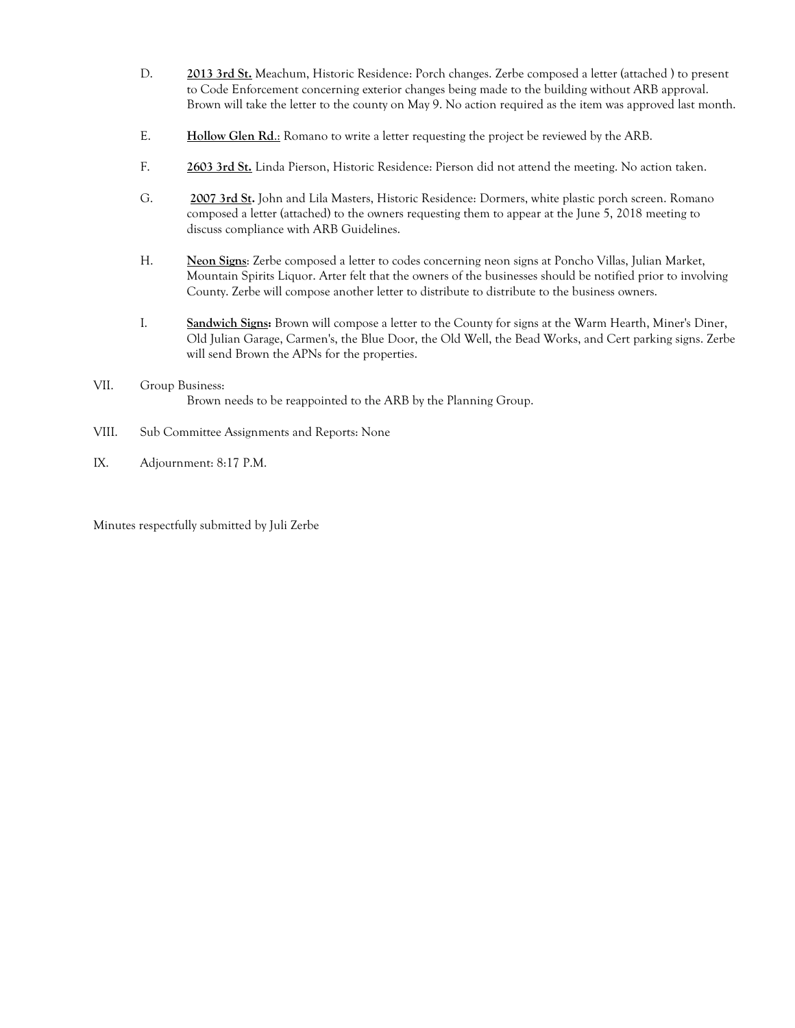D. **2013 3rd St.** Meachum, Historic Residence: Porch changes. Zerbe composed a letter (attached ) to present to Code Enforcement concerning exterior changes being made to the building without ARB approval. Brown will take the letter to the county on May 9. No action required as the item was approved last month.

E. **Hollow Glen Rd.**: Romano to write a letter requesting the project be reviewed by the ARB.

F. **2603 3rd St.** Linda Pierson, Historic Residence: Pierson did not attend the meeting. No action taken.

G. **2007 3rd St.** John and Lila Masters, Historic Residence: Dormers, white plastic porch screen. Romano composed a letter (attached) to the owners requesting them to appear at the June 5, 2018 meeting to discuss compliance with ARB Guidelines.

H. **Neon Signs**: Zerbe composed a letter to codes concerning neon signs at Poncho Villas, Julian Market, Mountain Spirits Liquor. Arter felt that the owners of the businesses should be notified prior to involving County. Zerbe will compose another letter to distribute to distribute to the business owners.

I. **Sandwich Signs:** Brown will compose a letter to the County for signs at the Warm Hearth, Miner's Diner, Old Julian Garage, Carmen's, the Blue Door, the Old Well, the Bead Works, and Cert parking signs. Zerbe will send Brown the APNs for the properties.

VII. Group Business:

Brown needs to be reappointed to the ARB by the Planning Group.

VIII. Sub Committee Assignments and Reports: None

IX. Adjournment: 8:17 P.M.

Minutes respectfully submitted by Juli Zerbe